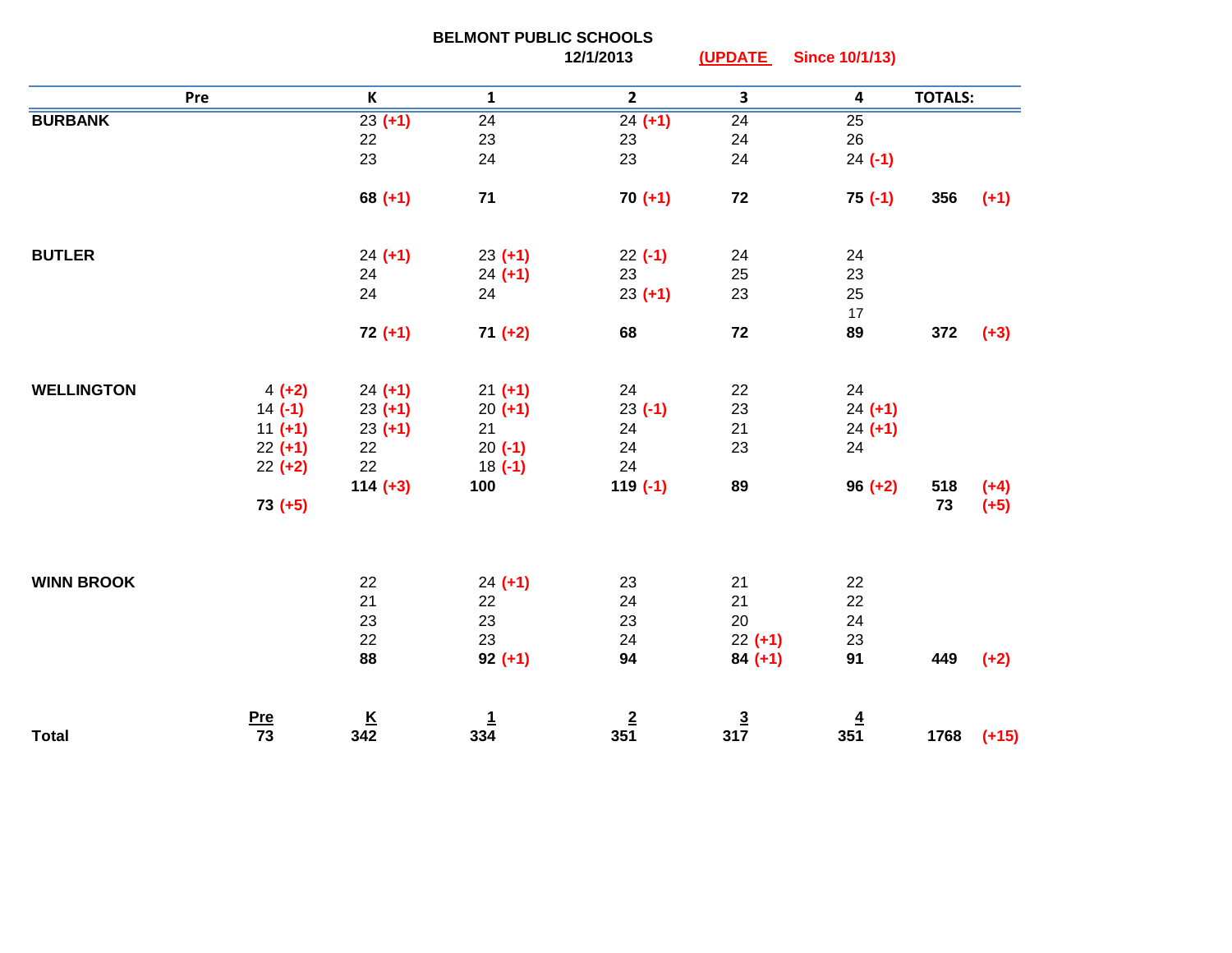# BELMONT PUBLIC SCHOOLS

**12/1/2013** **(UPDATE Since 10/1/13)**

| | Pre | K | 1 | 2 | 3 | 4 | TOTALS: | |
|---|---|---|---|---|---|---|---|---|
| **BURBANK** | | 23 (+1) | 24 | 24 (+1) | 24 | 25 | | |
| | | 22 | 23 | 23 | 24 | 26 | | |
| | | 23 | 24 | 23 | 24 | 24 (-1) | | |
| | | **68 (+1)** | **71** | **70 (+1)** | **72** | **75 (-1)** | **356** | **(+1)** |
| **BUTLER** | | 24 (+1) | 23 (+1) | 22 (-1) | 24 | 24 | | |
| | | 24 | 24 (+1) | 23 | 25 | 23 | | |
| | | 24 | 24 | 23 (+1) | 23 | 25 | | |
| | | | | | | 17 | | |
| | | **72 (+1)** | **71 (+2)** | **68** | **72** | **89** | **372** | **(+3)** |
| **WELLINGTON** | 4 (+2) | 24 (+1) | 21 (+1) | 24 | 22 | 24 | | |
| | 14 (-1) | 23 (+1) | 20 (+1) | 23 (-1) | 23 | 24 (+1) | | |
| | 11 (+1) | 23 (+1) | 21 | 24 | 21 | 24 (+1) | | |
| | 22 (+1) | 22 | 20 (-1) | 24 | 23 | 24 | | |
| | 22 (+2) | 22 | 18 (-1) | 24 | | | | |
| | | **114 (+3)** | **100** | **119 (-1)** | **89** | **96 (+2)** | **518** | **(+4)** |
| | **73 (+5)** | | | | | | **73** | **(+5)** |
| **WINN BROOK** | | 22 | 24 (+1) | 23 | 21 | 22 | | |
| | | 21 | 22 | 24 | 21 | 22 | | |
| | | 23 | 23 | 23 | 20 | 24 | | |
| | | 22 | 23 | 24 | 22 (+1) | 23 | | |
| | | **88** | **92 (+1)** | **94** | **84 (+1)** | **91** | **449** | **(+2)** |
| | **Pre** | **K** | **1** | **2** | **3** | **4** | | |
| **Total** | **73** | **342** | **334** | **351** | **317** | **351** | **1768** | **(+15)** |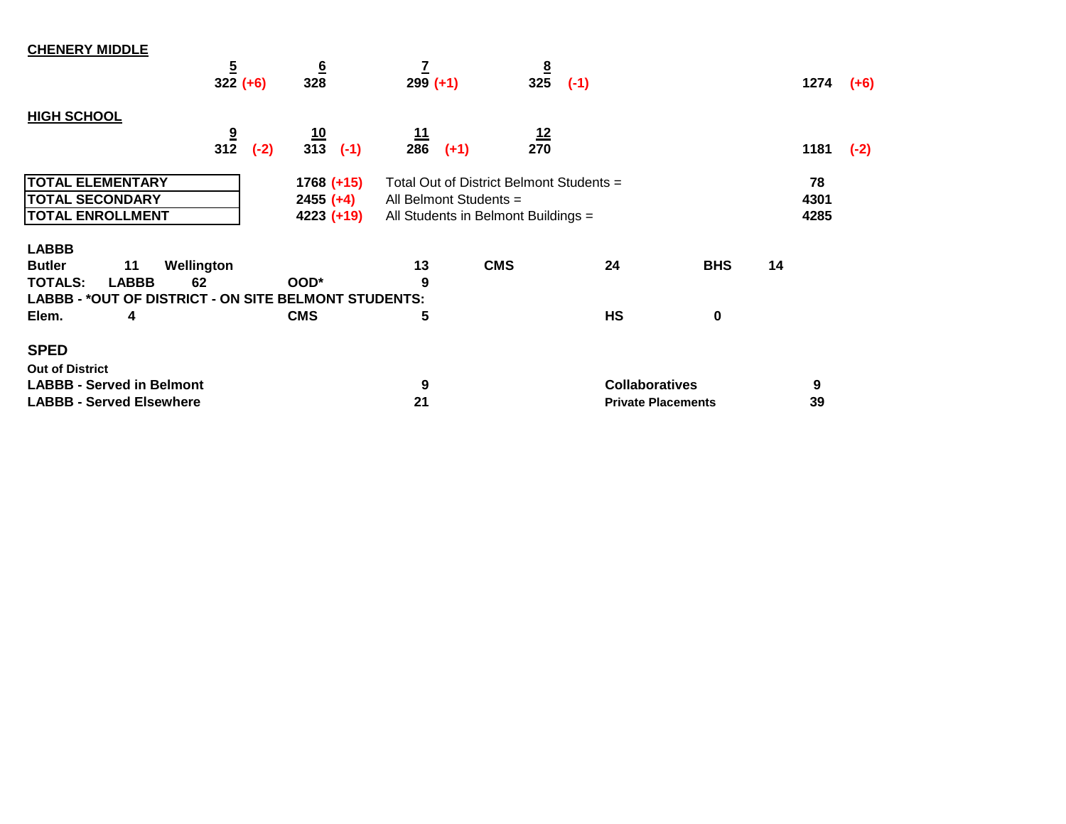**CHENERY MIDDLE**

| 5 | 6 | 7 | 8 | Total |
|---|---|---|---|---|
| 322 (+6) | 328 | 299 (+1) | 325 (-1) | 1274 (+6) |

**HIGH SCHOOL**

| 9 | 10 | 11 | 12 | Total |
|---|---|---|---|---|
| 312 (-2) | 313 (-1) | 286 (+1) | 270 | 1181 (-2) |

| | | | |
|---|---|---|---|
| **TOTAL ELEMENTARY** | **1768 (+15)** | Total Out of District Belmont Students = | **78** |
| **TOTAL SECONDARY** | **2455 (+4)** | All Belmont Students = | **4301** |
| **TOTAL ENROLLMENT** | **4223 (+19)** | All Students in Belmont Buildings = | **4285** |

**LABBB**

| | | | | | | | |
|---|---|---|---|---|---|---|---|
| **Butler** | **11** | **Wellington** | **13** | **CMS** | **24** | **BHS** | **14** |
| **TOTALS:** | **LABBB** | **62** | **OOD*** | **9** | | | |

**LABBB - *OUT OF DISTRICT - ON SITE BELMONT STUDENTS:**

| | | | | | |
|---|---|---|---|---|---|
| **Elem.** | **4** | **CMS** | **5** | **HS** | **0** |

## SPED

**Out of District**

| | | | |
|---|---|---|---|
| **LABBB - Served in Belmont** | **9** | **Collaboratives** | **9** |
| **LABBB - Served Elsewhere** | **21** | **Private Placements** | **39** |